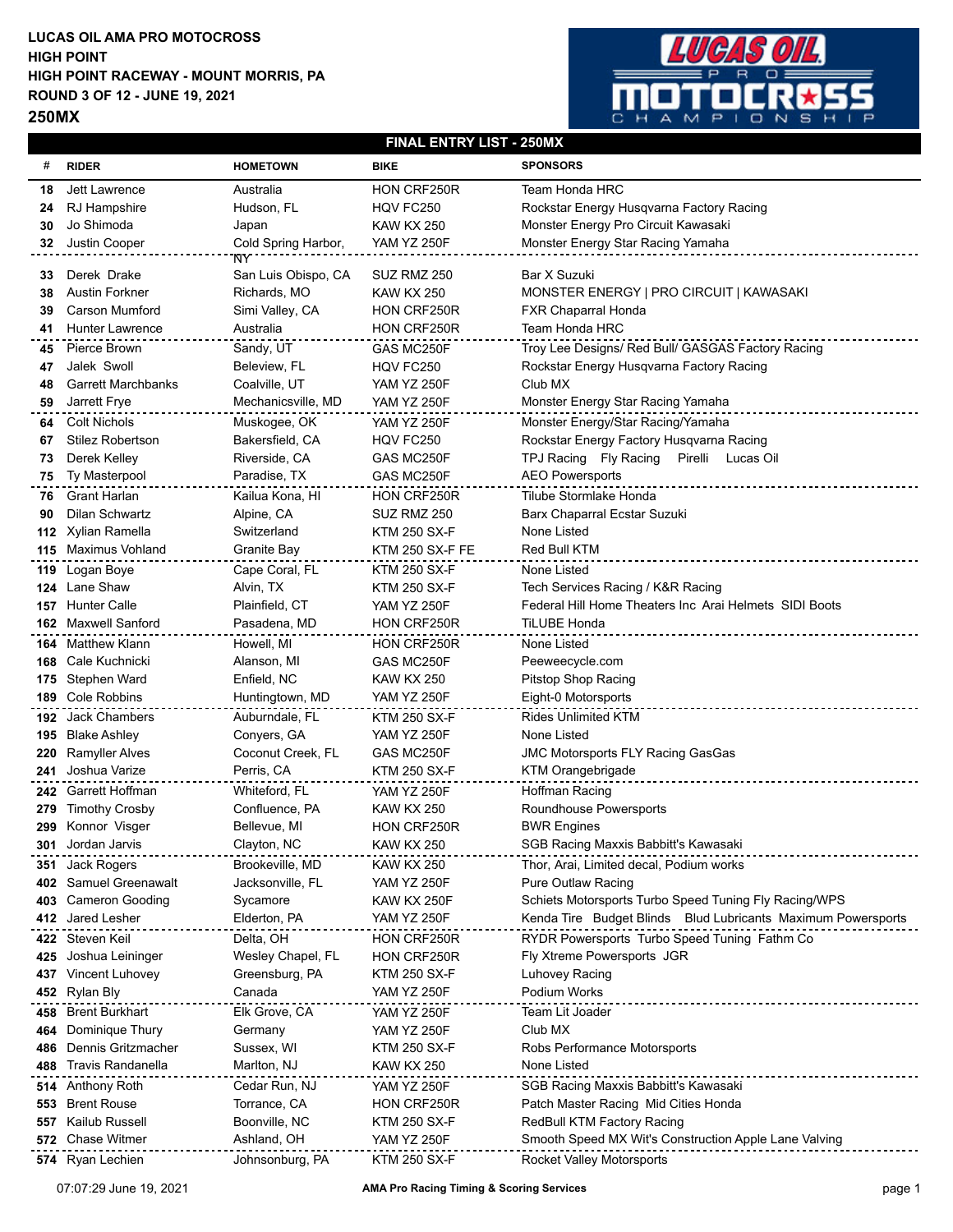**LUCAS OIL AMA PRO MOTOCROSS**
**HIGH POINT**
**HIGH POINT RACEWAY - MOUNT MORRIS, PA**
**ROUND 3 OF 12 - JUNE 19, 2021**

# 250MX

## FINAL ENTRY LIST - 250MX

| # | RIDER | HOMETOWN | BIKE | SPONSORS |
|---|---|---|---|---|
| 18 | Jett Lawrence | Australia | HON CRF250R | Team Honda HRC |
| 24 | RJ Hampshire | Hudson, FL | HQV FC250 | Rockstar Energy Husqvarna Factory Racing |
| 30 | Jo Shimoda | Japan | KAW KX 250 | Monster Energy Pro Circuit Kawasaki |
| 32 | Justin Cooper | Cold Spring Harbor, NY | YAM YZ 250F | Monster Energy Star Racing Yamaha |
| 33 | Derek Drake | San Luis Obispo, CA | SUZ RMZ 250 | Bar X Suzuki |
| 38 | Austin Forkner | Richards, MO | KAW KX 250 | MONSTER ENERGY \| PRO CIRCUIT \| KAWASAKI |
| 39 | Carson Mumford | Simi Valley, CA | HON CRF250R | FXR Chaparral Honda |
| 41 | Hunter Lawrence | Australia | HON CRF250R | Team Honda HRC |
| 45 | Pierce Brown | Sandy, UT | GAS MC250F | Troy Lee Designs/ Red Bull/ GASGAS Factory Racing |
| 47 | Jalek Swoll | Beleview, FL | HQV FC250 | Rockstar Energy Husqvarna Factory Racing |
| 48 | Garrett Marchbanks | Coalville, UT | YAM YZ 250F | Club MX |
| 59 | Jarrett Frye | Mechanicsville, MD | YAM YZ 250F | Monster Energy Star Racing Yamaha |
| 64 | Colt Nichols | Muskogee, OK | YAM YZ 250F | Monster Energy/Star Racing/Yamaha |
| 67 | Stilez Robertson | Bakersfield, CA | HQV FC250 | Rockstar Energy Factory Husqvarna Racing |
| 73 | Derek Kelley | Riverside, CA | GAS MC250F | TPJ Racing Fly Racing Pirelli Lucas Oil |
| 75 | Ty Masterpool | Paradise, TX | GAS MC250F | AEO Powersports |
| 76 | Grant Harlan | Kailua Kona, HI | HON CRF250R | Tilube Stormlake Honda |
| 90 | Dilan Schwartz | Alpine, CA | SUZ RMZ 250 | Barx Chaparral Ecstar Suzuki |
| 112 | Xylian Ramella | Switzerland | KTM 250 SX-F | None Listed |
| 115 | Maximus Vohland | Granite Bay | KTM 250 SX-F FE | Red Bull KTM |
| 119 | Logan Boye | Cape Coral, FL | KTM 250 SX-F | None Listed |
| 124 | Lane Shaw | Alvin, TX | KTM 250 SX-F | Tech Services Racing / K&R Racing |
| 157 | Hunter Calle | Plainfield, CT | YAM YZ 250F | Federal Hill Home Theaters Inc Arai Helmets SIDI Boots |
| 162 | Maxwell Sanford | Pasadena, MD | HON CRF250R | TiLUBE Honda |
| 164 | Matthew Klann | Howell, MI | HON CRF250R | None Listed |
| 168 | Cale Kuchnicki | Alanson, MI | GAS MC250F | Peeweecycle.com |
| 175 | Stephen Ward | Enfield, NC | KAW KX 250 | Pitstop Shop Racing |
| 189 | Cole Robbins | Huntingtown, MD | YAM YZ 250F | Eight-0 Motorsports |
| 192 | Jack Chambers | Auburndale, FL | KTM 250 SX-F | Rides Unlimited KTM |
| 195 | Blake Ashley | Conyers, GA | YAM YZ 250F | None Listed |
| 220 | Ramyller Alves | Coconut Creek, FL | GAS MC250F | JMC Motorsports FLY Racing GasGas |
| 241 | Joshua Varize | Perris, CA | KTM 250 SX-F | KTM Orangebrigade |
| 242 | Garrett Hoffman | Whiteford, FL | YAM YZ 250F | Hoffman Racing |
| 279 | Timothy Crosby | Confluence, PA | KAW KX 250 | Roundhouse Powersports |
| 299 | Konnor Visger | Bellevue, MI | HON CRF250R | BWR Engines |
| 301 | Jordan Jarvis | Clayton, NC | KAW KX 250 | SGB Racing Maxxis Babbitt's Kawasaki |
| 351 | Jack Rogers | Brookeville, MD | KAW KX 250 | Thor, Arai, Limited decal, Podium works |
| 402 | Samuel Greenawalt | Jacksonville, FL | YAM YZ 250F | Pure Outlaw Racing |
| 403 | Cameron Gooding | Sycamore | KAW KX 250F | Schiets Motorsports Turbo Speed Tuning Fly Racing/WPS |
| 412 | Jared Lesher | Elderton, PA | YAM YZ 250F | Kenda Tire Budget Blinds Blud Lubricants Maximum Powersports |
| 422 | Steven Keil | Delta, OH | HON CRF250R | RYDR Powersports Turbo Speed Tuning Fathm Co |
| 425 | Joshua Leininger | Wesley Chapel, FL | HON CRF250R | Fly Xtreme Powersports JGR |
| 437 | Vincent Luhovey | Greensburg, PA | KTM 250 SX-F | Luhovey Racing |
| 452 | Rylan Bly | Canada | YAM YZ 250F | Podium Works |
| 458 | Brent Burkhart | Elk Grove, CA | YAM YZ 250F | Team Lit Joader |
| 464 | Dominique Thury | Germany | YAM YZ 250F | Club MX |
| 486 | Dennis Gritzmacher | Sussex, WI | KTM 250 SX-F | Robs Performance Motorsports |
| 488 | Travis Randanella | Marlton, NJ | KAW KX 250 | None Listed |
| 514 | Anthony Roth | Cedar Run, NJ | YAM YZ 250F | SGB Racing Maxxis Babbitt's Kawasaki |
| 553 | Brent Rouse | Torrance, CA | HON CRF250R | Patch Master Racing Mid Cities Honda |
| 557 | Kailub Russell | Boonville, NC | KTM 250 SX-F | RedBull KTM Factory Racing |
| 572 | Chase Witmer | Ashland, OH | YAM YZ 250F | Smooth Speed MX Wit's Construction Apple Lane Valving |
| 574 | Ryan Lechien | Johnsonburg, PA | KTM 250 SX-F | Rocket Valley Motorsports |

07:07:29 June 19, 2021 — AMA Pro Racing Timing & Scoring Services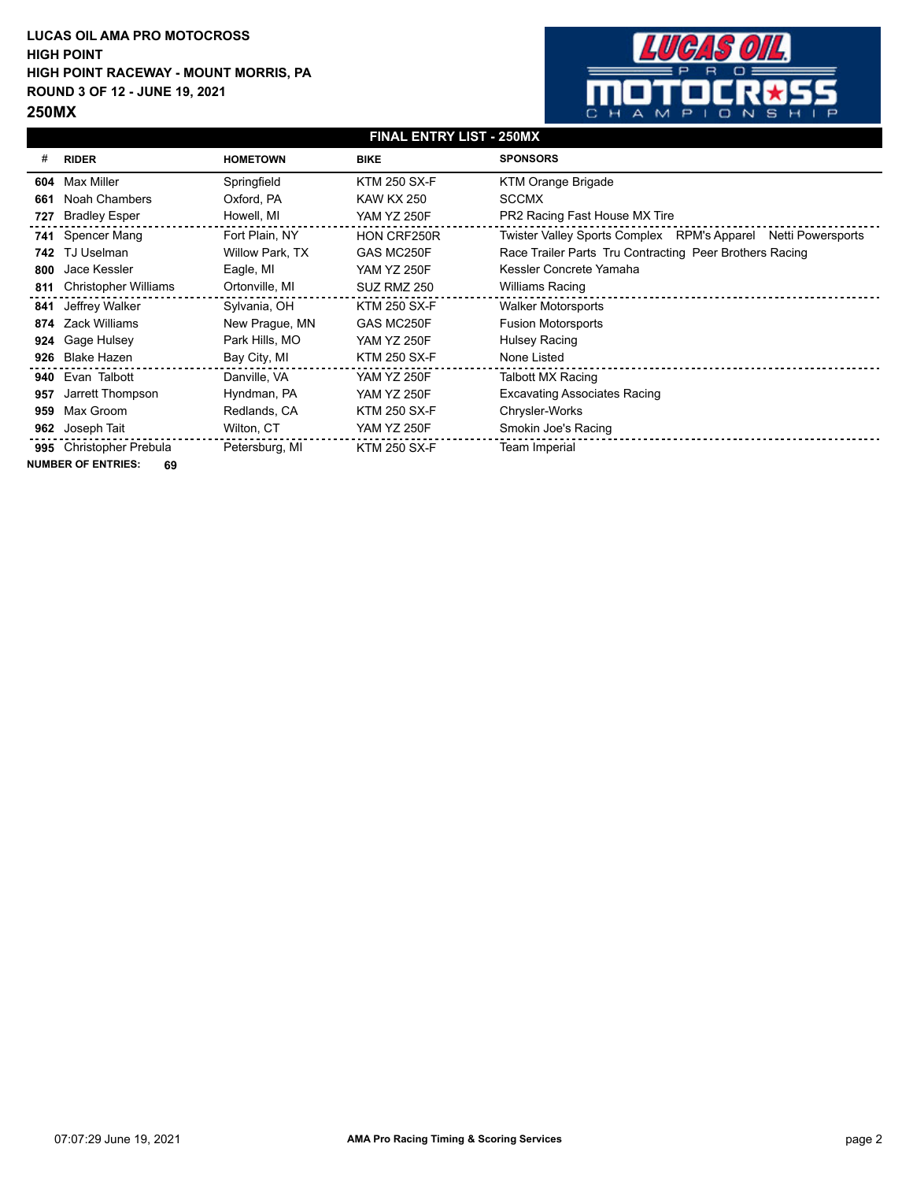**LUCAS OIL AMA PRO MOTOCROSS**
**HIGH POINT**
**HIGH POINT RACEWAY - MOUNT MORRIS, PA**
**ROUND 3 OF 12 - JUNE 19, 2021**

## 250MX

### FINAL ENTRY LIST - 250MX

| # | RIDER | HOMETOWN | BIKE | SPONSORS |
|---|---|---|---|---|
| 604 | Max Miller | Springfield | KTM 250 SX-F | KTM Orange Brigade |
| 661 | Noah Chambers | Oxford, PA | KAW KX 250 | SCCMX |
| 727 | Bradley Esper | Howell, MI | YAM YZ 250F | PR2 Racing Fast House MX Tire |
| 741 | Spencer Mang | Fort Plain, NY | HON CRF250R | Twister Valley Sports Complex RPM's Apparel Netti Powersports |
| 742 | TJ Uselman | Willow Park, TX | GAS MC250F | Race Trailer Parts Tru Contracting Peer Brothers Racing |
| 800 | Jace Kessler | Eagle, MI | YAM YZ 250F | Kessler Concrete Yamaha |
| 811 | Christopher Williams | Ortonville, MI | SUZ RMZ 250 | Williams Racing |
| 841 | Jeffrey Walker | Sylvania, OH | KTM 250 SX-F | Walker Motorsports |
| 874 | Zack Williams | New Prague, MN | GAS MC250F | Fusion Motorsports |
| 924 | Gage Hulsey | Park Hills, MO | YAM YZ 250F | Hulsey Racing |
| 926 | Blake Hazen | Bay City, MI | KTM 250 SX-F | None Listed |
| 940 | Evan Talbott | Danville, VA | YAM YZ 250F | Talbott MX Racing |
| 957 | Jarrett Thompson | Hyndman, PA | YAM YZ 250F | Excavating Associates Racing |
| 959 | Max Groom | Redlands, CA | KTM 250 SX-F | Chrysler-Works |
| 962 | Joseph Tait | Wilton, CT | YAM YZ 250F | Smokin Joe's Racing |
| 995 | Christopher Prebula | Petersburg, MI | KTM 250 SX-F | Team Imperial |

**NUMBER OF ENTRIES: 69**

07:07:29 June 19, 2021 AMA Pro Racing Timing & Scoring Services